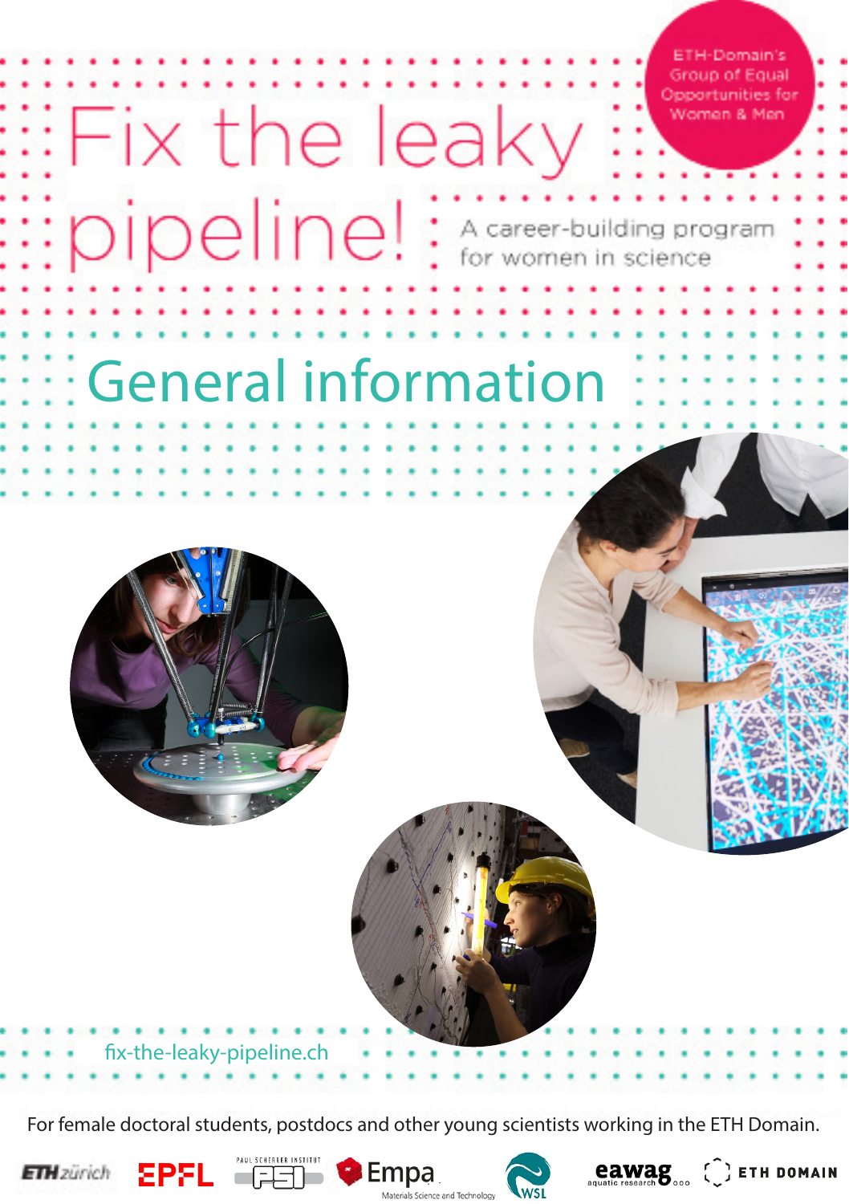# Fix the leaky pipeline!

ETH-Domain's Group of Equal Opportunities for Women & Men

A career-building program for women in science

## General information

fix-the-leaky-pipeline.ch

For female doctoral students, postdocs and other young scientists working in the ETH Domain.

ETH zürich · EPFL · PAUL SCHERRER INSTITUT PSI · Empa Materials Science and Technology · WSL · eawag aquatic research · ETH DOMAIN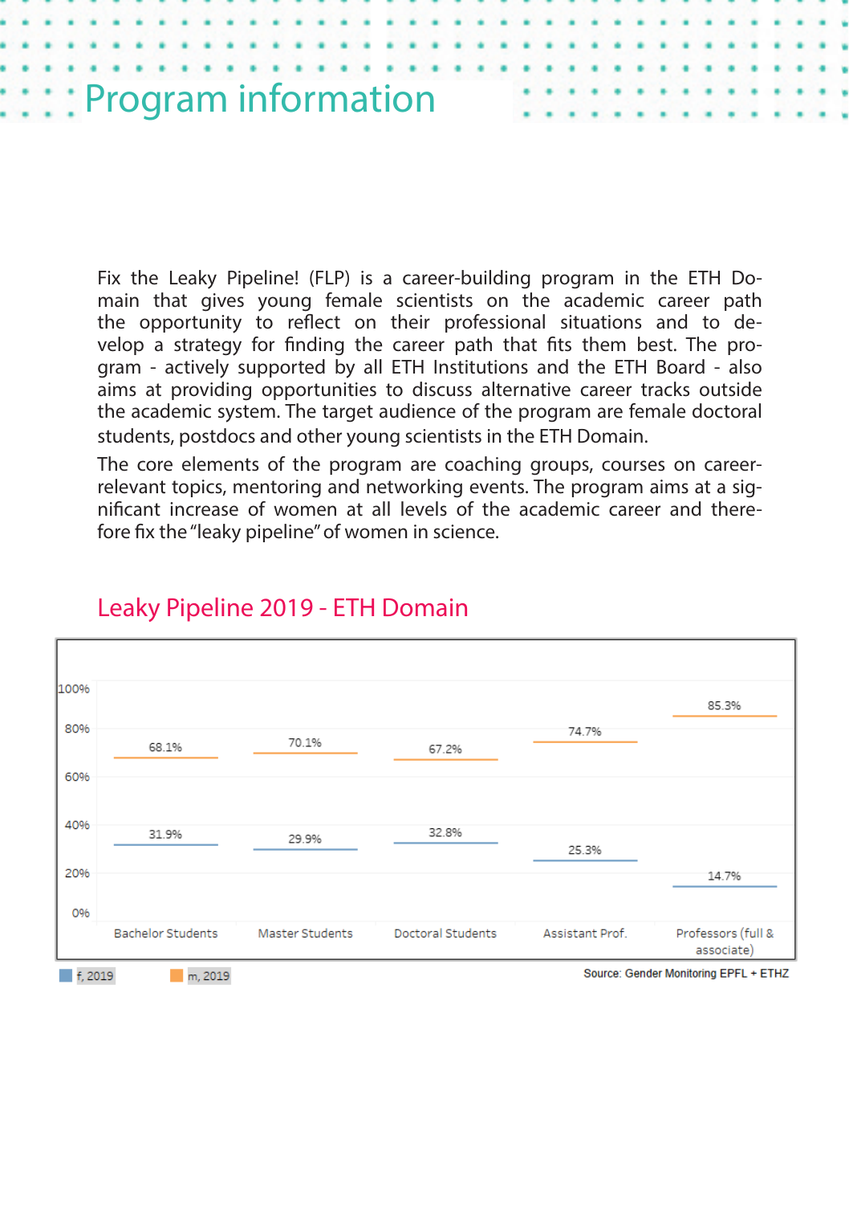# Program information

Fix the Leaky Pipeline! (FLP) is a career-building program in the ETH Domain that gives young female scientists on the academic career path the opportunity to reflect on their professional situations and to develop a strategy for finding the career path that fits them best. The program - actively supported by all ETH Institutions and the ETH Board - also aims at providing opportunities to discuss alternative career tracks outside the academic system. The target audience of the program are female doctoral students, postdocs and other young scientists in the ETH Domain.

The core elements of the program are coaching groups, courses on career-relevant topics, mentoring and networking events. The program aims at a significant increase of women at all levels of the academic career and therefore fix the "leaky pipeline" of women in science.

## Leaky Pipeline 2019 - ETH Domain

| | f, 2019 | m, 2019 |
|---|---|---|
| Bachelor Students | 31.9% | 68.1% |
| Master Students | 29.9% | 70.1% |
| Doctoral Students | 32.8% | 67.2% |
| Assistant Prof. | 25.3% | 74.7% |
| Professors (full & associate) | 14.7% | 85.3% |

Source: Gender Monitoring EPFL + ETHZ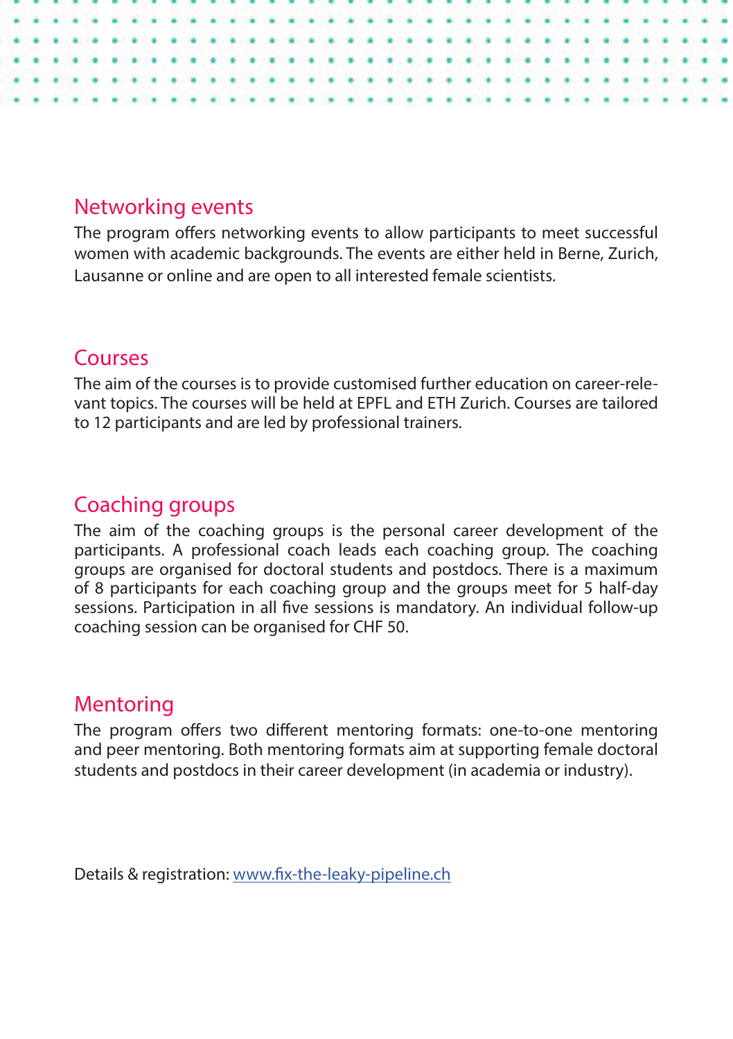## Networking events

The program offers networking events to allow participants to meet successful women with academic backgrounds. The events are either held in Berne, Zurich, Lausanne or online and are open to all interested female scientists.

## Courses

The aim of the courses is to provide customised further education on career-relevant topics. The courses will be held at EPFL and ETH Zurich. Courses are tailored to 12 participants and are led by professional trainers.

## Coaching groups

The aim of the coaching groups is the personal career development of the participants. A professional coach leads each coaching group. The coaching groups are organised for doctoral students and postdocs. There is a maximum of 8 participants for each coaching group and the groups meet for 5 half-day sessions. Participation in all five sessions is mandatory. An individual follow-up coaching session can be organised for CHF 50.

## Mentoring

The program offers two different mentoring formats: one-to-one mentoring and peer mentoring. Both mentoring formats aim at supporting female doctoral students and postdocs in their career development (in academia or industry).

Details & registration: [www.fix-the-leaky-pipeline.ch](http://www.fix-the-leaky-pipeline.ch)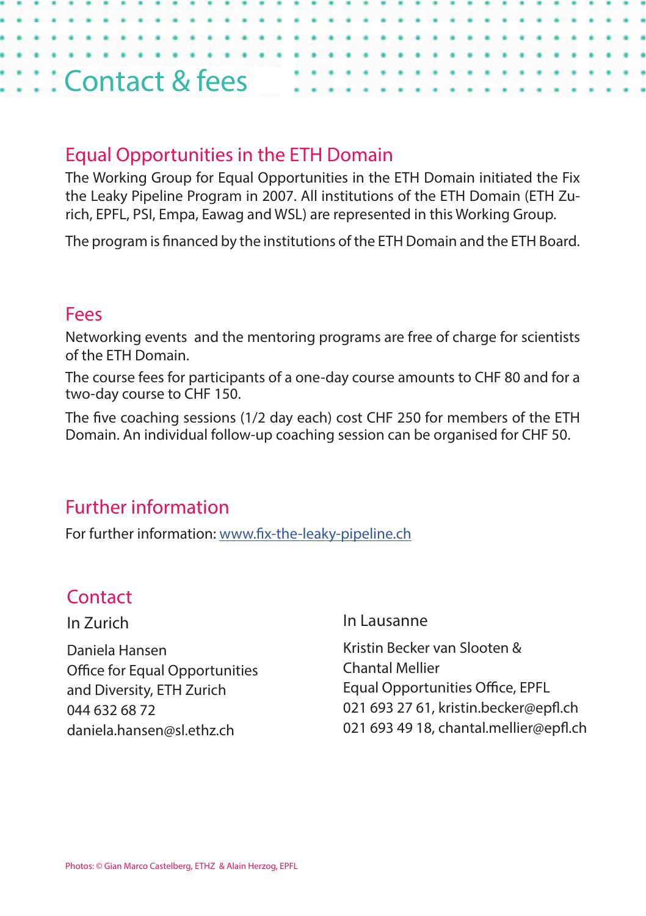# Contact & fees

## Equal Opportunities in the ETH Domain

The Working Group for Equal Opportunities in the ETH Domain initiated the Fix the Leaky Pipeline Program in 2007. All institutions of the ETH Domain (ETH Zurich, EPFL, PSI, Empa, Eawag and WSL) are represented in this Working Group.

The program is financed by the institutions of the ETH Domain and the ETH Board.

## Fees

Networking events and the mentoring programs are free of charge for scientists of the ETH Domain.

The course fees for participants of a one-day course amounts to CHF 80 and for a two-day course to CHF 150.

The five coaching sessions (1/2 day each) cost CHF 250 for members of the ETH Domain. An individual follow-up coaching session can be organised for CHF 50.

## Further information

For further information: www.fix-the-leaky-pipeline.ch

## Contact

In Zurich

Daniela Hansen
Office for Equal Opportunities
and Diversity, ETH Zurich
044 632 68 72
daniela.hansen@sl.ethz.ch

In Lausanne

Kristin Becker van Slooten &
Chantal Mellier
Equal Opportunities Office, EPFL
021 693 27 61, kristin.becker@epfl.ch
021 693 49 18, chantal.mellier@epfl.ch

Photos: © Gian Marco Castelberg, ETHZ & Alain Herzog, EPFL